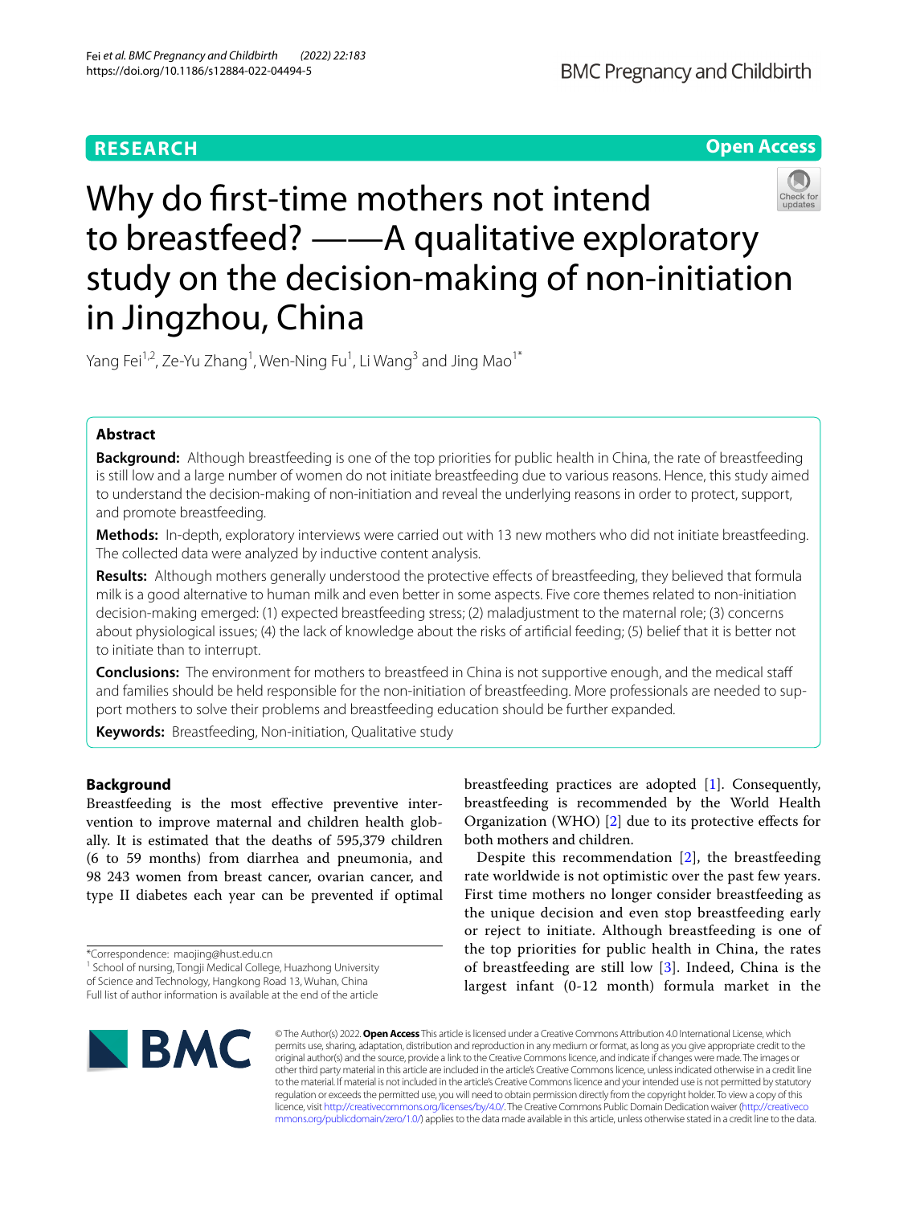RESEARCH

Open Access

# Why do first-time mothers not intend to breastfeed? ——A qualitative exploratory study on the decision-making of non-initiation in Jingzhou, China

Yang Fei[1,2], Ze-Yu Zhang[1], Wen-Ning Fu[1], Li Wang[3] and Jing Mao[1*]

## Abstract

**Background:** Although breastfeeding is one of the top priorities for public health in China, the rate of breastfeeding is still low and a large number of women do not initiate breastfeeding due to various reasons. Hence, this study aimed to understand the decision-making of non-initiation and reveal the underlying reasons in order to protect, support, and promote breastfeeding.

**Methods:** In-depth, exploratory interviews were carried out with 13 new mothers who did not initiate breastfeeding. The collected data were analyzed by inductive content analysis.

**Results:** Although mothers generally understood the protective effects of breastfeeding, they believed that formula milk is a good alternative to human milk and even better in some aspects. Five core themes related to non-initiation decision-making emerged: (1) expected breastfeeding stress; (2) maladjustment to the maternal role; (3) concerns about physiological issues; (4) the lack of knowledge about the risks of artificial feeding; (5) belief that it is better not to initiate than to interrupt.

**Conclusions:** The environment for mothers to breastfeed in China is not supportive enough, and the medical staff and families should be held responsible for the non-initiation of breastfeeding. More professionals are needed to support mothers to solve their problems and breastfeeding education should be further expanded.

**Keywords:** Breastfeeding, Non-initiation, Qualitative study

## Background

Breastfeeding is the most effective preventive intervention to improve maternal and children health globally. It is estimated that the deaths of 595,379 children (6 to 59 months) from diarrhea and pneumonia, and 98 243 women from breast cancer, ovarian cancer, and type II diabetes each year can be prevented if optimal breastfeeding practices are adopted [1]. Consequently, breastfeeding is recommended by the World Health Organization (WHO) [2] due to its protective effects for both mothers and children.

Despite this recommendation [2], the breastfeeding rate worldwide is not optimistic over the past few years. First time mothers no longer consider breastfeeding as the unique decision and even stop breastfeeding early or reject to initiate. Although breastfeeding is one of the top priorities for public health in China, the rates of breastfeeding are still low [3]. Indeed, China is the largest infant (0-12 month) formula market in the

*Correspondence: maojing@hust.edu.cn
[1] School of nursing, Tongji Medical College, Huazhong University of Science and Technology, Hangkong Road 13, Wuhan, China
Full list of author information is available at the end of the article

© The Author(s) 2022. **Open Access** This article is licensed under a Creative Commons Attribution 4.0 International License, which permits use, sharing, adaptation, distribution and reproduction in any medium or format, as long as you give appropriate credit to the original author(s) and the source, provide a link to the Creative Commons licence, and indicate if changes were made. The images or other third party material in this article are included in the article's Creative Commons licence, unless indicated otherwise in a credit line to the material. If material is not included in the article's Creative Commons licence and your intended use is not permitted by statutory regulation or exceeds the permitted use, you will need to obtain permission directly from the copyright holder. To view a copy of this licence, visit http://creativecommons.org/licenses/by/4.0/. The Creative Commons Public Domain Dedication waiver (http://creativecommons.org/publicdomain/zero/1.0/) applies to the data made available in this article, unless otherwise stated in a credit line to the data.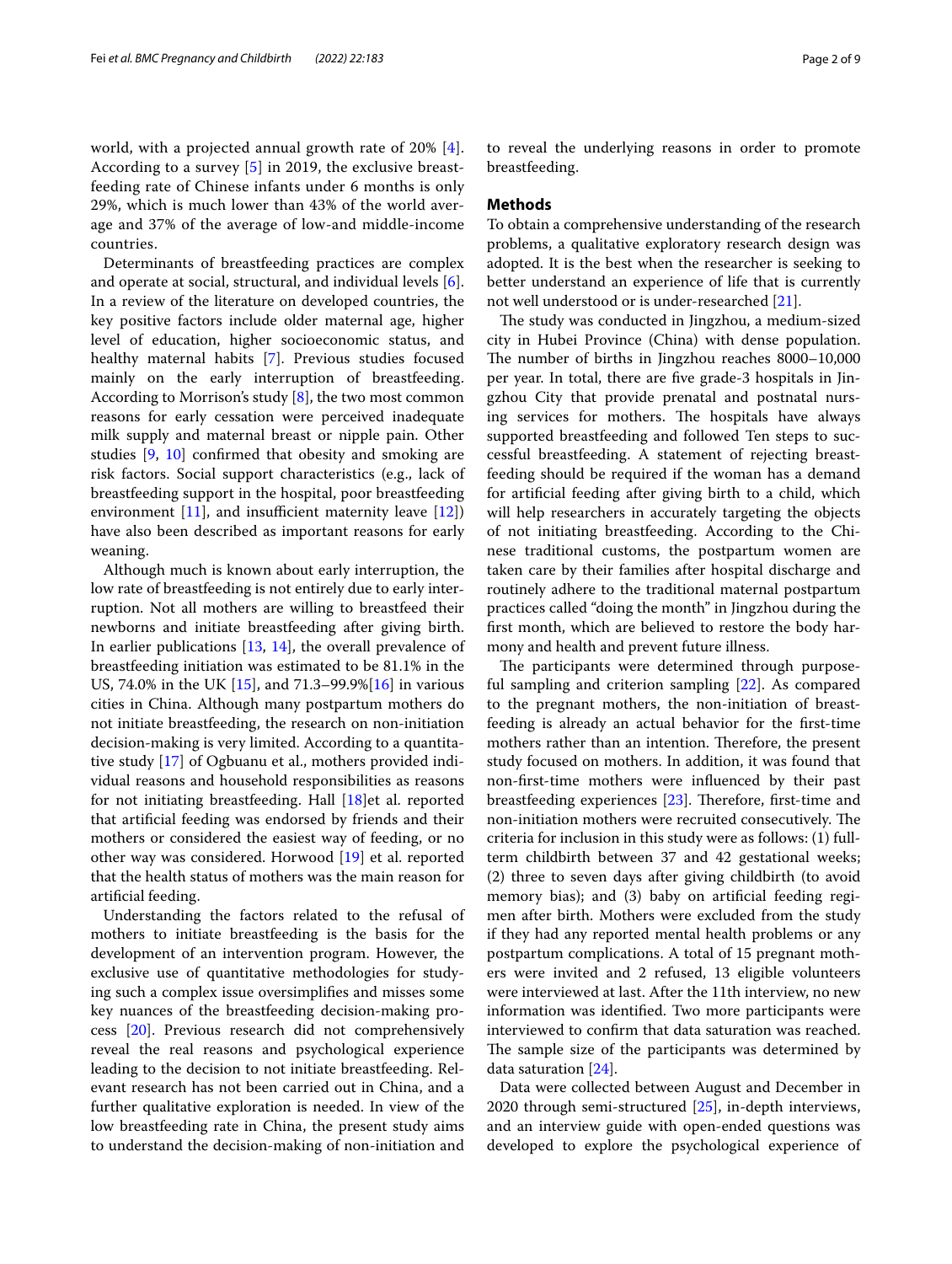world, with a projected annual growth rate of 20% [4]. According to a survey [5] in 2019, the exclusive breastfeeding rate of Chinese infants under 6 months is only 29%, which is much lower than 43% of the world average and 37% of the average of low-and middle-income countries.

Determinants of breastfeeding practices are complex and operate at social, structural, and individual levels [6]. In a review of the literature on developed countries, the key positive factors include older maternal age, higher level of education, higher socioeconomic status, and healthy maternal habits [7]. Previous studies focused mainly on the early interruption of breastfeeding. According to Morrison's study [8], the two most common reasons for early cessation were perceived inadequate milk supply and maternal breast or nipple pain. Other studies [9, 10] confirmed that obesity and smoking are risk factors. Social support characteristics (e.g., lack of breastfeeding support in the hospital, poor breastfeeding environment [11], and insufficient maternity leave [12]) have also been described as important reasons for early weaning.

Although much is known about early interruption, the low rate of breastfeeding is not entirely due to early interruption. Not all mothers are willing to breastfeed their newborns and initiate breastfeeding after giving birth. In earlier publications [13, 14], the overall prevalence of breastfeeding initiation was estimated to be 81.1% in the US, 74.0% in the UK [15], and 71.3–99.9%[16] in various cities in China. Although many postpartum mothers do not initiate breastfeeding, the research on non-initiation decision-making is very limited. According to a quantitative study [17] of Ogbuanu et al., mothers provided individual reasons and household responsibilities as reasons for not initiating breastfeeding. Hall [18]et al. reported that artificial feeding was endorsed by friends and their mothers or considered the easiest way of feeding, or no other way was considered. Horwood [19] et al. reported that the health status of mothers was the main reason for artificial feeding.

Understanding the factors related to the refusal of mothers to initiate breastfeeding is the basis for the development of an intervention program. However, the exclusive use of quantitative methodologies for studying such a complex issue oversimplifies and misses some key nuances of the breastfeeding decision-making process [20]. Previous research did not comprehensively reveal the real reasons and psychological experience leading to the decision to not initiate breastfeeding. Relevant research has not been carried out in China, and a further qualitative exploration is needed. In view of the low breastfeeding rate in China, the present study aims to understand the decision-making of non-initiation and to reveal the underlying reasons in order to promote breastfeeding.

## Methods

To obtain a comprehensive understanding of the research problems, a qualitative exploratory research design was adopted. It is the best when the researcher is seeking to better understand an experience of life that is currently not well understood or is under-researched [21].

The study was conducted in Jingzhou, a medium-sized city in Hubei Province (China) with dense population. The number of births in Jingzhou reaches 8000–10,000 per year. In total, there are five grade-3 hospitals in Jingzhou City that provide prenatal and postnatal nursing services for mothers. The hospitals have always supported breastfeeding and followed Ten steps to successful breastfeeding. A statement of rejecting breastfeeding should be required if the woman has a demand for artificial feeding after giving birth to a child, which will help researchers in accurately targeting the objects of not initiating breastfeeding. According to the Chinese traditional customs, the postpartum women are taken care by their families after hospital discharge and routinely adhere to the traditional maternal postpartum practices called "doing the month" in Jingzhou during the first month, which are believed to restore the body harmony and health and prevent future illness.

The participants were determined through purposeful sampling and criterion sampling [22]. As compared to the pregnant mothers, the non-initiation of breastfeeding is already an actual behavior for the first-time mothers rather than an intention. Therefore, the present study focused on mothers. In addition, it was found that non-first-time mothers were influenced by their past breastfeeding experiences [23]. Therefore, first-time and non-initiation mothers were recruited consecutively. The criteria for inclusion in this study were as follows: (1) full-term childbirth between 37 and 42 gestational weeks; (2) three to seven days after giving childbirth (to avoid memory bias); and (3) baby on artificial feeding regimen after birth. Mothers were excluded from the study if they had any reported mental health problems or any postpartum complications. A total of 15 pregnant mothers were invited and 2 refused, 13 eligible volunteers were interviewed at last. After the 11th interview, no new information was identified. Two more participants were interviewed to confirm that data saturation was reached. The sample size of the participants was determined by data saturation [24].

Data were collected between August and December in 2020 through semi-structured [25], in-depth interviews, and an interview guide with open-ended questions was developed to explore the psychological experience of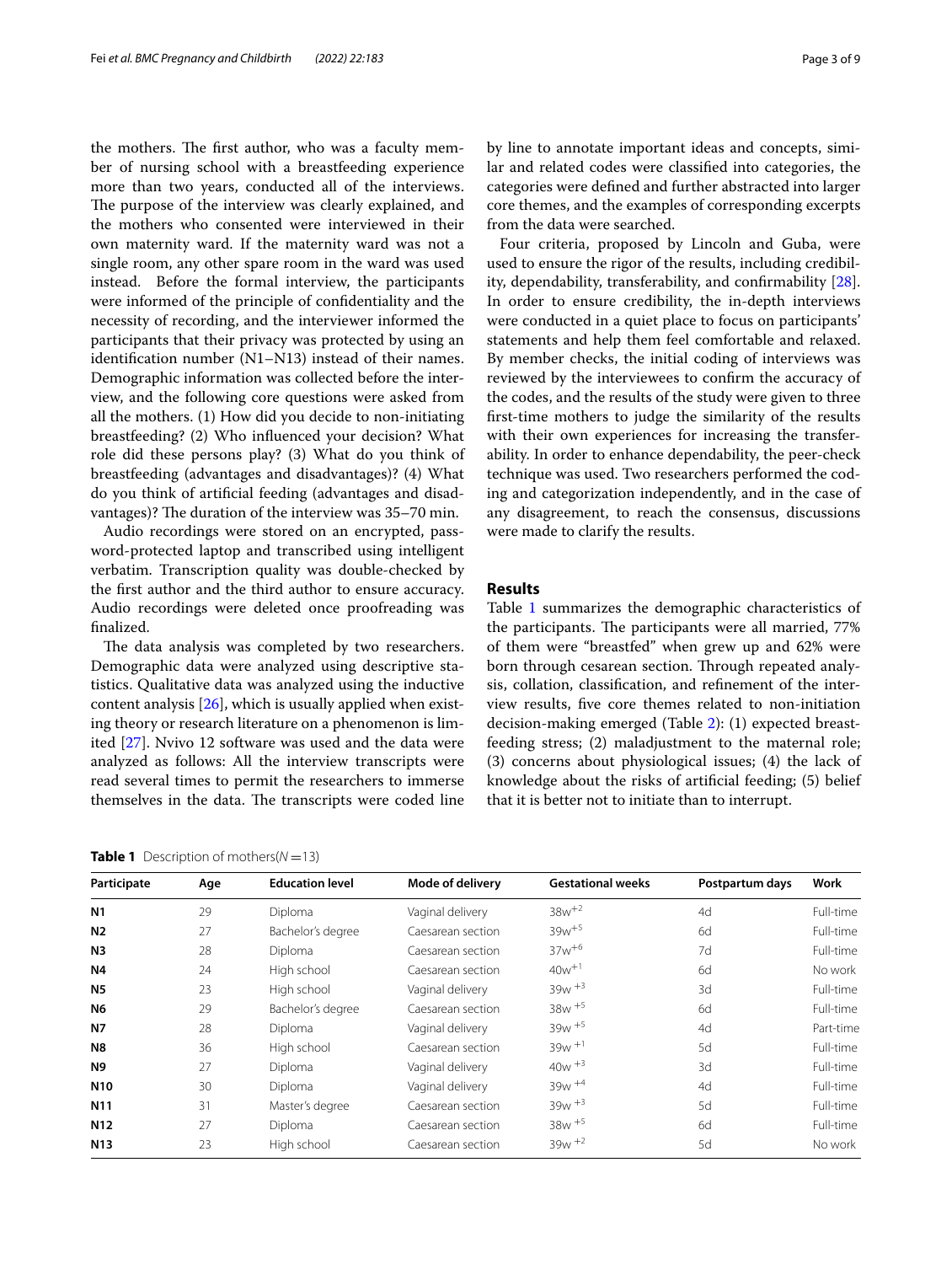the mothers. The first author, who was a faculty member of nursing school with a breastfeeding experience more than two years, conducted all of the interviews. The purpose of the interview was clearly explained, and the mothers who consented were interviewed in their own maternity ward. If the maternity ward was not a single room, any other spare room in the ward was used instead. Before the formal interview, the participants were informed of the principle of confidentiality and the necessity of recording, and the interviewer informed the participants that their privacy was protected by using an identification number (N1–N13) instead of their names. Demographic information was collected before the interview, and the following core questions were asked from all the mothers. (1) How did you decide to non-initiating breastfeeding? (2) Who influenced your decision? What role did these persons play? (3) What do you think of breastfeeding (advantages and disadvantages)? (4) What do you think of artificial feeding (advantages and disadvantages)? The duration of the interview was 35–70 min.

Audio recordings were stored on an encrypted, password-protected laptop and transcribed using intelligent verbatim. Transcription quality was double-checked by the first author and the third author to ensure accuracy. Audio recordings were deleted once proofreading was finalized.

The data analysis was completed by two researchers. Demographic data were analyzed using descriptive statistics. Qualitative data was analyzed using the inductive content analysis [26], which is usually applied when existing theory or research literature on a phenomenon is limited [27]. Nvivo 12 software was used and the data were analyzed as follows: All the interview transcripts were read several times to permit the researchers to immerse themselves in the data. The transcripts were coded line by line to annotate important ideas and concepts, similar and related codes were classified into categories, the categories were defined and further abstracted into larger core themes, and the examples of corresponding excerpts from the data were searched.

Four criteria, proposed by Lincoln and Guba, were used to ensure the rigor of the results, including credibility, dependability, transferability, and confirmability [28]. In order to ensure credibility, the in-depth interviews were conducted in a quiet place to focus on participants' statements and help them feel comfortable and relaxed. By member checks, the initial coding of interviews was reviewed by the interviewees to confirm the accuracy of the codes, and the results of the study were given to three first-time mothers to judge the similarity of the results with their own experiences for increasing the transferability. In order to enhance dependability, the peer-check technique was used. Two researchers performed the coding and categorization independently, and in the case of any disagreement, to reach the consensus, discussions were made to clarify the results.

## Results

Table 1 summarizes the demographic characteristics of the participants. The participants were all married, 77% of them were "breastfed" when grew up and 62% were born through cesarean section. Through repeated analysis, collation, classification, and refinement of the interview results, five core themes related to non-initiation decision-making emerged (Table 2): (1) expected breastfeeding stress; (2) maladjustment to the maternal role; (3) concerns about physiological issues; (4) the lack of knowledge about the risks of artificial feeding; (5) belief that it is better not to initiate than to interrupt.

**Table 1** Description of mothers($N=13$)

| Participate | Age | Education level | Mode of delivery | Gestational weeks | Postpartum days | Work |
|---|---|---|---|---|---|---|
| **N1** | 29 | Diploma | Vaginal delivery | $38w^{+2}$ | 4d | Full-time |
| **N2** | 27 | Bachelor's degree | Caesarean section | $39w^{+5}$ | 6d | Full-time |
| **N3** | 28 | Diploma | Caesarean section | $37w^{+6}$ | 7d | Full-time |
| **N4** | 24 | High school | Caesarean section | $40w^{+1}$ | 6d | No work |
| **N5** | 23 | High school | Vaginal delivery | $39w^{+3}$ | 3d | Full-time |
| **N6** | 29 | Bachelor's degree | Caesarean section | $38w^{+5}$ | 6d | Full-time |
| **N7** | 28 | Diploma | Vaginal delivery | $39w^{+5}$ | 4d | Part-time |
| **N8** | 36 | High school | Caesarean section | $39w^{+1}$ | 5d | Full-time |
| **N9** | 27 | Diploma | Vaginal delivery | $40w^{+3}$ | 3d | Full-time |
| **N10** | 30 | Diploma | Vaginal delivery | $39w^{+4}$ | 4d | Full-time |
| **N11** | 31 | Master's degree | Caesarean section | $39w^{+3}$ | 5d | Full-time |
| **N12** | 27 | Diploma | Caesarean section | $38w^{+5}$ | 6d | Full-time |
| **N13** | 23 | High school | Caesarean section | $39w^{+2}$ | 5d | No work |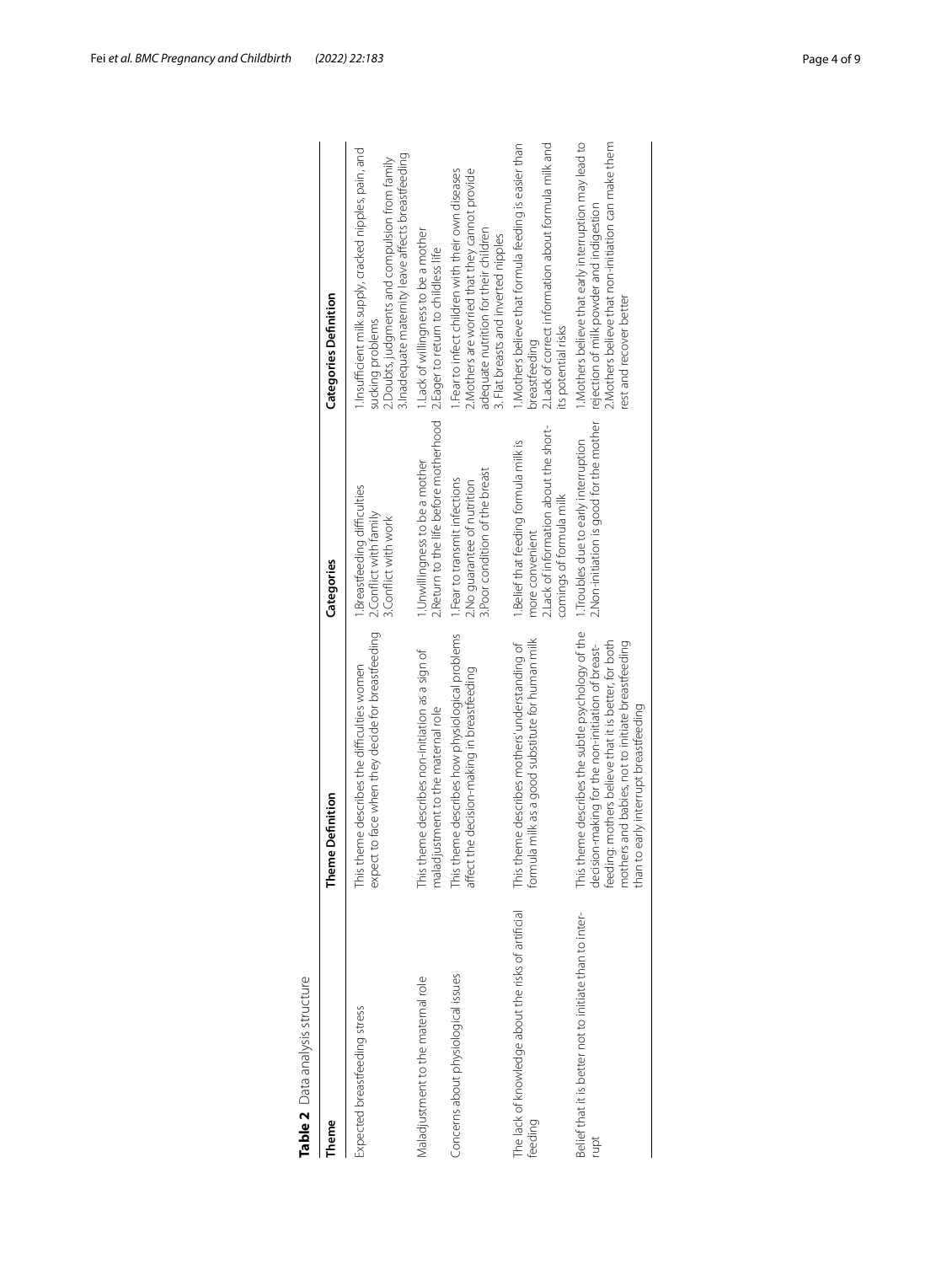**Table 2** Data analysis structure

| Theme | Theme Definition | Categories | Categories Definition |
|---|---|---|---|
| Expected breastfeeding stress | This theme describes the difficulties women expect to face when they decide for breastfeeding | 1.Breastfeeding difficulties<br>2.Conflict with family<br>3.Conflict with work | 1.Insufficient milk supply, cracked nipples, pain, and sucking problems<br>2.Doubts, judgments and compulsion from family<br>3.Inadequate maternity leave affects breastfeeding |
| Maladjustment to the maternal role | This theme describes non-initiation as a sign of maladjustment to the maternal role | 1.Unwillingness to be a mother<br>2.Return to the life before motherhood | 1.Lack of willingness to be a mother<br>2.Eager to return to childless life |
| Concerns about physiological issues | This theme describes how physiological problems affect the decision-making in breastfeeding | 1.Fear to transmit infections<br>2.No guarantee of nutrition<br>3.Poor condition of the breast | 1.Fear to infect children with their own diseases<br>2.Mothers are worried that they cannot provide adequate nutrition for their children<br>3. Flat breasts and inverted nipples |
| The lack of knowledge about the risks of artificial feeding | This theme describes mothers' understanding of formula milk as a good substitute for human milk | 1.Belief that feeding formula milk is more convenient<br>2.Lack of information about the short-comings of formula milk | 1.Mothers believe that formula feeding is easier than breastfeeding<br>2.Lack of correct information about formula milk and its potential risks |
| Belief that it is better not to initiate than to interrupt | This theme describes the subtle psychology of the decision-making for the non-initiation of breast-feeding: mothers believe that it is better, for both mothers and babies, not to initiate breastfeeding than to early interrupt breastfeeding | 1.Troubles due to early interruption<br>2.Non-initiation is good for the mother | 1.Mothers believe that early interruption may lead to rejection of milk powder and indigestion<br>2.Mothers believe that non-initiation can make them rest and recover better |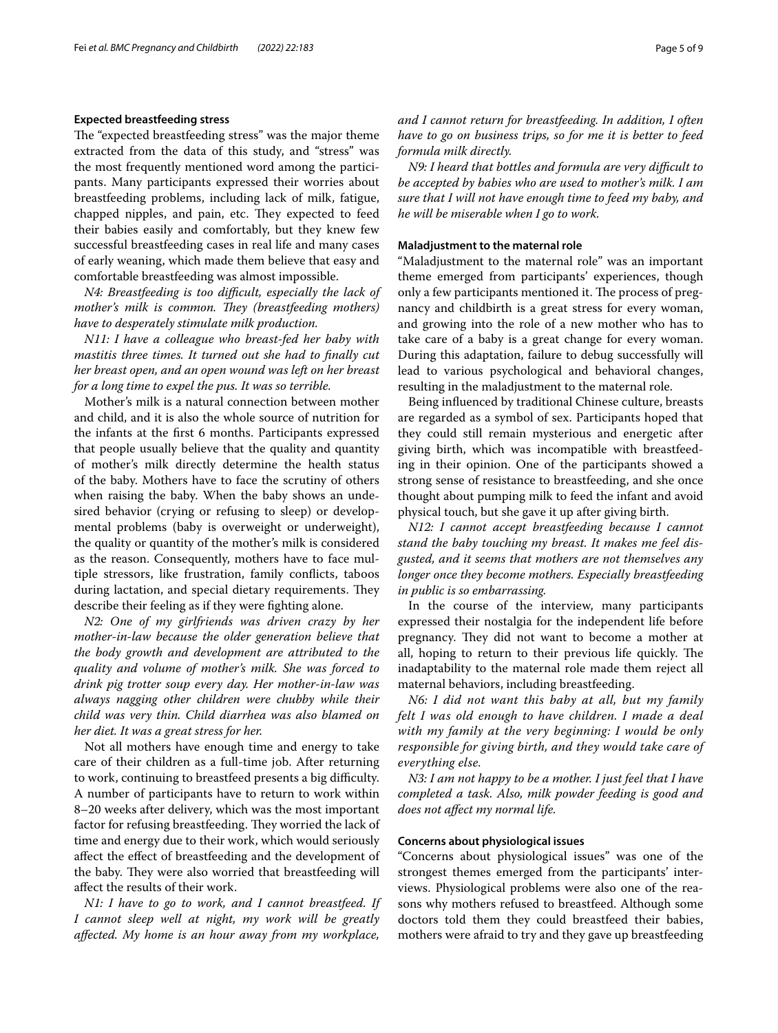### Expected breastfeeding stress

The "expected breastfeeding stress" was the major theme extracted from the data of this study, and "stress" was the most frequently mentioned word among the participants. Many participants expressed their worries about breastfeeding problems, including lack of milk, fatigue, chapped nipples, and pain, etc. They expected to feed their babies easily and comfortably, but they knew few successful breastfeeding cases in real life and many cases of early weaning, which made them believe that easy and comfortable breastfeeding was almost impossible.

*N4: Breastfeeding is too difficult, especially the lack of mother's milk is common. They (breastfeeding mothers) have to desperately stimulate milk production.*

*N11: I have a colleague who breast-fed her baby with mastitis three times. It turned out she had to finally cut her breast open, and an open wound was left on her breast for a long time to expel the pus. It was so terrible.*

Mother's milk is a natural connection between mother and child, and it is also the whole source of nutrition for the infants at the first 6 months. Participants expressed that people usually believe that the quality and quantity of mother's milk directly determine the health status of the baby. Mothers have to face the scrutiny of others when raising the baby. When the baby shows an undesired behavior (crying or refusing to sleep) or developmental problems (baby is overweight or underweight), the quality or quantity of the mother's milk is considered as the reason. Consequently, mothers have to face multiple stressors, like frustration, family conflicts, taboos during lactation, and special dietary requirements. They describe their feeling as if they were fighting alone.

*N2: One of my girlfriends was driven crazy by her mother-in-law because the older generation believe that the body growth and development are attributed to the quality and volume of mother's milk. She was forced to drink pig trotter soup every day. Her mother-in-law was always nagging other children were chubby while their child was very thin. Child diarrhea was also blamed on her diet. It was a great stress for her.*

Not all mothers have enough time and energy to take care of their children as a full-time job. After returning to work, continuing to breastfeed presents a big difficulty. A number of participants have to return to work within 8–20 weeks after delivery, which was the most important factor for refusing breastfeeding. They worried the lack of time and energy due to their work, which would seriously affect the effect of breastfeeding and the development of the baby. They were also worried that breastfeeding will affect the results of their work.

*N1: I have to go to work, and I cannot breastfeed. If I cannot sleep well at night, my work will be greatly affected. My home is an hour away from my workplace, and I cannot return for breastfeeding. In addition, I often have to go on business trips, so for me it is better to feed formula milk directly.*

*N9: I heard that bottles and formula are very difficult to be accepted by babies who are used to mother's milk. I am sure that I will not have enough time to feed my baby, and he will be miserable when I go to work.*

### Maladjustment to the maternal role

"Maladjustment to the maternal role" was an important theme emerged from participants' experiences, though only a few participants mentioned it. The process of pregnancy and childbirth is a great stress for every woman, and growing into the role of a new mother who has to take care of a baby is a great change for every woman. During this adaptation, failure to debug successfully will lead to various psychological and behavioral changes, resulting in the maladjustment to the maternal role.

Being influenced by traditional Chinese culture, breasts are regarded as a symbol of sex. Participants hoped that they could still remain mysterious and energetic after giving birth, which was incompatible with breastfeeding in their opinion. One of the participants showed a strong sense of resistance to breastfeeding, and she once thought about pumping milk to feed the infant and avoid physical touch, but she gave it up after giving birth.

*N12: I cannot accept breastfeeding because I cannot stand the baby touching my breast. It makes me feel disgusted, and it seems that mothers are not themselves any longer once they become mothers. Especially breastfeeding in public is so embarrassing.*

In the course of the interview, many participants expressed their nostalgia for the independent life before pregnancy. They did not want to become a mother at all, hoping to return to their previous life quickly. The inadaptability to the maternal role made them reject all maternal behaviors, including breastfeeding.

*N6: I did not want this baby at all, but my family felt I was old enough to have children. I made a deal with my family at the very beginning: I would be only responsible for giving birth, and they would take care of everything else.*

*N3: I am not happy to be a mother. I just feel that I have completed a task. Also, milk powder feeding is good and does not affect my normal life.*

### Concerns about physiological issues

"Concerns about physiological issues" was one of the strongest themes emerged from the participants' interviews. Physiological problems were also one of the reasons why mothers refused to breastfeed. Although some doctors told them they could breastfeed their babies, mothers were afraid to try and they gave up breastfeeding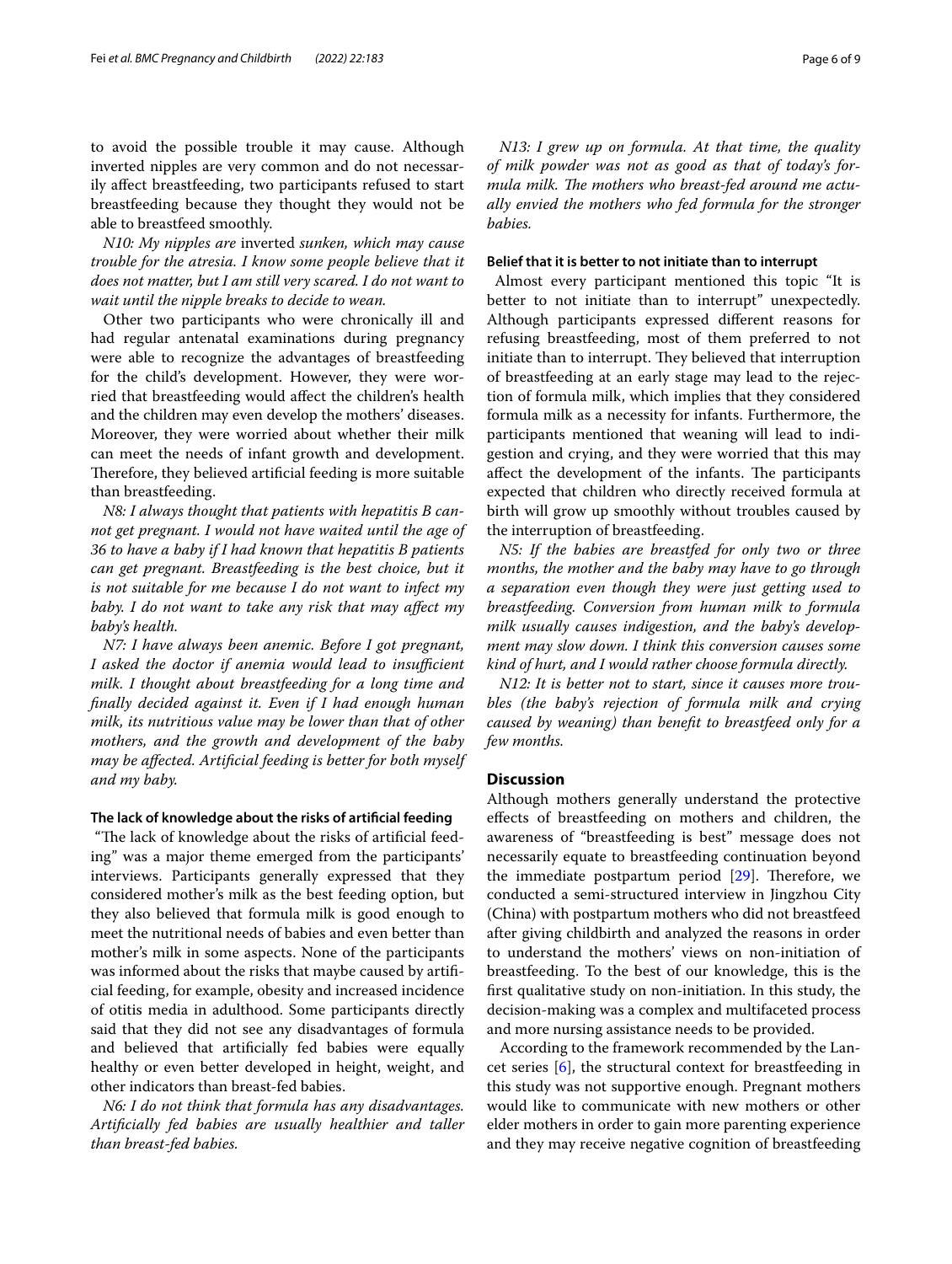to avoid the possible trouble it may cause. Although inverted nipples are very common and do not necessarily affect breastfeeding, two participants refused to start breastfeeding because they thought they would not be able to breastfeed smoothly.

*N10: My nipples are* inverted *sunken, which may cause trouble for the atresia. I know some people believe that it does not matter, but I am still very scared. I do not want to wait until the nipple breaks to decide to wean.*

Other two participants who were chronically ill and had regular antenatal examinations during pregnancy were able to recognize the advantages of breastfeeding for the child's development. However, they were worried that breastfeeding would affect the children's health and the children may even develop the mothers' diseases. Moreover, they were worried about whether their milk can meet the needs of infant growth and development. Therefore, they believed artificial feeding is more suitable than breastfeeding.

*N8: I always thought that patients with hepatitis B cannot get pregnant. I would not have waited until the age of 36 to have a baby if I had known that hepatitis B patients can get pregnant. Breastfeeding is the best choice, but it is not suitable for me because I do not want to infect my baby. I do not want to take any risk that may affect my baby's health.*

*N7: I have always been anemic. Before I got pregnant, I asked the doctor if anemia would lead to insufficient milk. I thought about breastfeeding for a long time and finally decided against it. Even if I had enough human milk, its nutritious value may be lower than that of other mothers, and the growth and development of the baby may be affected. Artificial feeding is better for both myself and my baby.*

#### The lack of knowledge about the risks of artificial feeding

"The lack of knowledge about the risks of artificial feeding" was a major theme emerged from the participants' interviews. Participants generally expressed that they considered mother's milk as the best feeding option, but they also believed that formula milk is good enough to meet the nutritional needs of babies and even better than mother's milk in some aspects. None of the participants was informed about the risks that maybe caused by artificial feeding, for example, obesity and increased incidence of otitis media in adulthood. Some participants directly said that they did not see any disadvantages of formula and believed that artificially fed babies were equally healthy or even better developed in height, weight, and other indicators than breast-fed babies.

*N6: I do not think that formula has any disadvantages. Artificially fed babies are usually healthier and taller than breast-fed babies.*

*N13: I grew up on formula. At that time, the quality of milk powder was not as good as that of today's formula milk. The mothers who breast-fed around me actually envied the mothers who fed formula for the stronger babies.*

#### Belief that it is better to not initiate than to interrupt

Almost every participant mentioned this topic "It is better to not initiate than to interrupt" unexpectedly. Although participants expressed different reasons for refusing breastfeeding, most of them preferred to not initiate than to interrupt. They believed that interruption of breastfeeding at an early stage may lead to the rejection of formula milk, which implies that they considered formula milk as a necessity for infants. Furthermore, the participants mentioned that weaning will lead to indigestion and crying, and they were worried that this may affect the development of the infants. The participants expected that children who directly received formula at birth will grow up smoothly without troubles caused by the interruption of breastfeeding.

*N5: If the babies are breastfed for only two or three months, the mother and the baby may have to go through a separation even though they were just getting used to breastfeeding. Conversion from human milk to formula milk usually causes indigestion, and the baby's development may slow down. I think this conversion causes some kind of hurt, and I would rather choose formula directly.*

*N12: It is better not to start, since it causes more troubles (the baby's rejection of formula milk and crying caused by weaning) than benefit to breastfeed only for a few months.*

## Discussion

Although mothers generally understand the protective effects of breastfeeding on mothers and children, the awareness of "breastfeeding is best" message does not necessarily equate to breastfeeding continuation beyond the immediate postpartum period [29]. Therefore, we conducted a semi-structured interview in Jingzhou City (China) with postpartum mothers who did not breastfeed after giving childbirth and analyzed the reasons in order to understand the mothers' views on non-initiation of breastfeeding. To the best of our knowledge, this is the first qualitative study on non-initiation. In this study, the decision-making was a complex and multifaceted process and more nursing assistance needs to be provided.

According to the framework recommended by the Lancet series [6], the structural context for breastfeeding in this study was not supportive enough. Pregnant mothers would like to communicate with new mothers or other elder mothers in order to gain more parenting experience and they may receive negative cognition of breastfeeding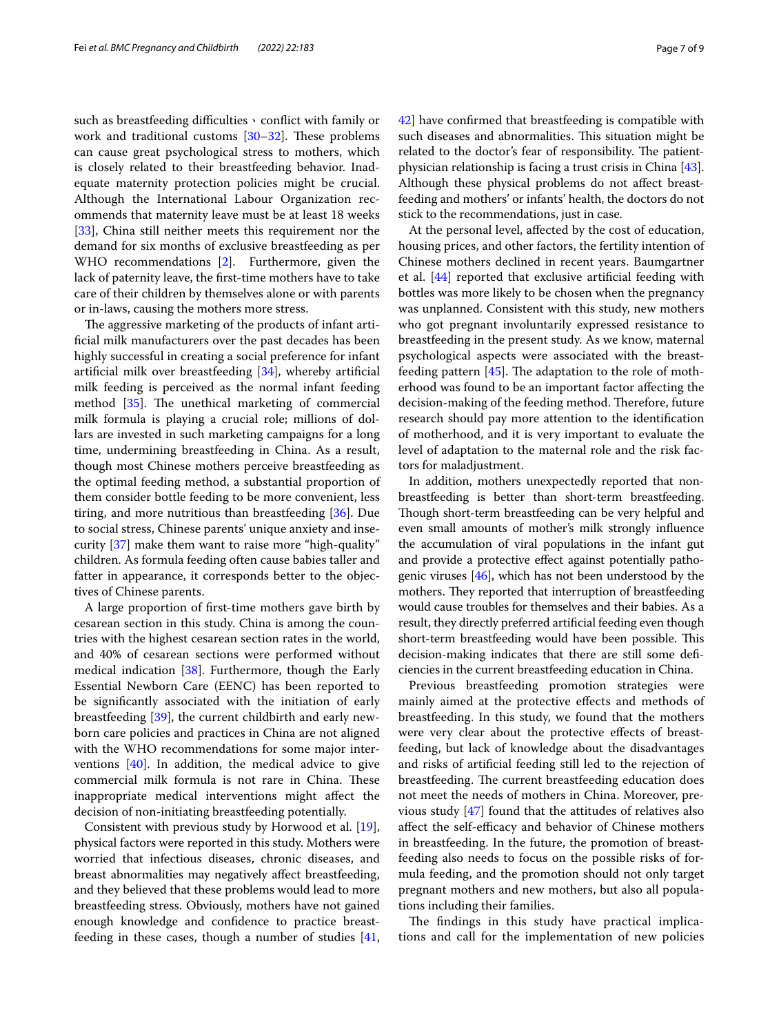such as breastfeeding difficulties、conflict with family or work and traditional customs [30–32]. These problems can cause great psychological stress to mothers, which is closely related to their breastfeeding behavior. Inadequate maternity protection policies might be crucial. Although the International Labour Organization recommends that maternity leave must be at least 18 weeks [33], China still neither meets this requirement nor the demand for six months of exclusive breastfeeding as per WHO recommendations [2]. Furthermore, given the lack of paternity leave, the first-time mothers have to take care of their children by themselves alone or with parents or in-laws, causing the mothers more stress.

The aggressive marketing of the products of infant artificial milk manufacturers over the past decades has been highly successful in creating a social preference for infant artificial milk over breastfeeding [34], whereby artificial milk feeding is perceived as the normal infant feeding method [35]. The unethical marketing of commercial milk formula is playing a crucial role; millions of dollars are invested in such marketing campaigns for a long time, undermining breastfeeding in China. As a result, though most Chinese mothers perceive breastfeeding as the optimal feeding method, a substantial proportion of them consider bottle feeding to be more convenient, less tiring, and more nutritious than breastfeeding [36]. Due to social stress, Chinese parents' unique anxiety and insecurity [37] make them want to raise more "high-quality" children. As formula feeding often cause babies taller and fatter in appearance, it corresponds better to the objectives of Chinese parents.

A large proportion of first-time mothers gave birth by cesarean section in this study. China is among the countries with the highest cesarean section rates in the world, and 40% of cesarean sections were performed without medical indication [38]. Furthermore, though the Early Essential Newborn Care (EENC) has been reported to be significantly associated with the initiation of early breastfeeding [39], the current childbirth and early newborn care policies and practices in China are not aligned with the WHO recommendations for some major interventions [40]. In addition, the medical advice to give commercial milk formula is not rare in China. These inappropriate medical interventions might affect the decision of non-initiating breastfeeding potentially.

Consistent with previous study by Horwood et al. [19], physical factors were reported in this study. Mothers were worried that infectious diseases, chronic diseases, and breast abnormalities may negatively affect breastfeeding, and they believed that these problems would lead to more breastfeeding stress. Obviously, mothers have not gained enough knowledge and confidence to practice breastfeeding in these cases, though a number of studies [41, 42] have confirmed that breastfeeding is compatible with such diseases and abnormalities. This situation might be related to the doctor's fear of responsibility. The patient-physician relationship is facing a trust crisis in China [43]. Although these physical problems do not affect breastfeeding and mothers' or infants' health, the doctors do not stick to the recommendations, just in case.

At the personal level, affected by the cost of education, housing prices, and other factors, the fertility intention of Chinese mothers declined in recent years. Baumgartner et al. [44] reported that exclusive artificial feeding with bottles was more likely to be chosen when the pregnancy was unplanned. Consistent with this study, new mothers who got pregnant involuntarily expressed resistance to breastfeeding in the present study. As we know, maternal psychological aspects were associated with the breastfeeding pattern [45]. The adaptation to the role of motherhood was found to be an important factor affecting the decision-making of the feeding method. Therefore, future research should pay more attention to the identification of motherhood, and it is very important to evaluate the level of adaptation to the maternal role and the risk factors for maladjustment.

In addition, mothers unexpectedly reported that non-breastfeeding is better than short-term breastfeeding. Though short-term breastfeeding can be very helpful and even small amounts of mother's milk strongly influence the accumulation of viral populations in the infant gut and provide a protective effect against potentially pathogenic viruses [46], which has not been understood by the mothers. They reported that interruption of breastfeeding would cause troubles for themselves and their babies. As a result, they directly preferred artificial feeding even though short-term breastfeeding would have been possible. This decision-making indicates that there are still some deficiencies in the current breastfeeding education in China.

Previous breastfeeding promotion strategies were mainly aimed at the protective effects and methods of breastfeeding. In this study, we found that the mothers were very clear about the protective effects of breastfeeding, but lack of knowledge about the disadvantages and risks of artificial feeding still led to the rejection of breastfeeding. The current breastfeeding education does not meet the needs of mothers in China. Moreover, previous study [47] found that the attitudes of relatives also affect the self-efficacy and behavior of Chinese mothers in breastfeeding. In the future, the promotion of breastfeeding also needs to focus on the possible risks of formula feeding, and the promotion should not only target pregnant mothers and new mothers, but also all populations including their families.

The findings in this study have practical implications and call for the implementation of new policies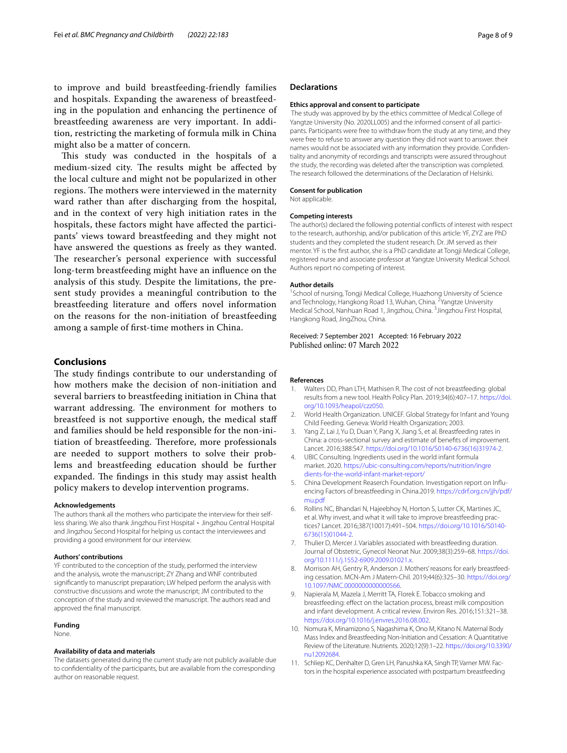to improve and build breastfeeding-friendly families and hospitals. Expanding the awareness of breastfeeding in the population and enhancing the pertinence of breastfeeding awareness are very important. In addition, restricting the marketing of formula milk in China might also be a matter of concern.

This study was conducted in the hospitals of a medium-sized city. The results might be affected by the local culture and might not be popularized in other regions. The mothers were interviewed in the maternity ward rather than after discharging from the hospital, and in the context of very high initiation rates in the hospitals, these factors might have affected the participants' views toward breastfeeding and they might not have answered the questions as freely as they wanted. The researcher's personal experience with successful long-term breastfeeding might have an influence on the analysis of this study. Despite the limitations, the present study provides a meaningful contribution to the breastfeeding literature and offers novel information on the reasons for the non-initiation of breastfeeding among a sample of first-time mothers in China.

## Conclusions

The study findings contribute to our understanding of how mothers make the decision of non-initiation and several barriers to breastfeeding initiation in China that warrant addressing. The environment for mothers to breastfeed is not supportive enough, the medical staff and families should be held responsible for the non-initiation of breastfeeding. Therefore, more professionals are needed to support mothers to solve their problems and breastfeeding education should be further expanded. The findings in this study may assist health policy makers to develop intervention programs.

#### Acknowledgements

The authors thank all the mothers who participate the interview for their selfless sharing. We also thank Jingzhou First Hospital、Jingzhou Central Hospital and Jingzhou Second Hospital for helping us contact the interviewees and providing a good environment for our interview.

#### Authors' contributions

YF contributed to the conception of the study, performed the interview and the analysis, wrote the manuscript; ZY Zhang and WNF contributed significantly to manuscript preparation; LW helped perform the analysis with constructive discussions and wrote the manuscript; JM contributed to the conception of the study and reviewed the manuscript. The authors read and approved the final manuscript.

#### Funding

None.

#### Availability of data and materials

The datasets generated during the current study are not publicly available due to confidentiality of the participants, but are available from the corresponding author on reasonable request.

## Declarations

#### Ethics approval and consent to participate

The study was approved by by the ethics committee of Medical College of Yangtze University (No. 2020LL005) and the informed consent of all participants. Participants were free to withdraw from the study at any time, and they were free to refuse to answer any question they did not want to answer. their names would not be associated with any information they provide. Confidentiality and anonymity of recordings and transcripts were assured throughout the study, the recording was deleted after the transcription was completed. The research followed the determinations of the Declaration of Helsinki.

#### Consent for publication

Not applicable.

#### Competing interests

The author(s) declared the following potential conflicts of interest with respect to the research, authorship, and/or publication of this article: YF, ZYZ are PhD students and they completed the student research. Dr. JM served as their mentor. YF is the first author, she is a PhD candidate at Tongji Medical College, registered nurse and associate professor at Yangtze University Medical School. Authors report no competing of interest.

#### Author details

[1]School of nursing, Tongji Medical College, Huazhong University of Science and Technology, Hangkong Road 13, Wuhan, China. [2]Yangtze University Medical School, Nanhuan Road 1, Jingzhou, China. [3]Jingzhou First Hospital, Hangkong Road, JingZhou, China.

Received: 7 September 2021 Accepted: 16 February 2022
Published online: 07 March 2022

#### References

1. Walters DD, Phan LTH, Mathisen R. The cost of not breastfeeding: global results from a new tool. Health Policy Plan. 2019;34(6):407–17. https://doi.org/10.1093/heapol/czz050.
2. World Health Organization. UNICEF. Global Strategy for Infant and Young Child Feeding. Geneva: World Health Organization; 2003.
3. Yang Z, Lai J, Yu D, Duan Y, Pang X, Jiang S, et al. Breastfeeding rates in China: a cross-sectional survey and estimate of benefits of improvement. Lancet. 2016;388:S47. https://doi.org/10.1016/S0140-6736(16)31974-2.
4. UBIC Consulting. Ingredients used in the world infant formula market. 2020. https://ubic-consulting.com/reports/nutrition/ingredients-for-the-world-infant-market-report/
5. China Development Reaserch Foundation. Investigation report on Influencing Factors of breastfeeding in China.2019. https://cdrf.org.cn/jjh/pdf/mu.pdf
6. Rollins NC, Bhandari N, Hajeebhoy N, Horton S, Lutter CK, Martines JC, et al. Why invest, and what it will take to improve breastfeeding practices? Lancet. 2016;387(10017):491–504. https://doi.org/10.1016/S0140-6736(15)01044-2.
7. Thulier D, Mercer J. Variables associated with breastfeeding duration. Journal of Obstetric, Gynecol Neonat Nur. 2009;38(3):259–68. https://doi.org/10.1111/j.1552-6909.2009.01021.x.
8. Morrison AH, Gentry R, Anderson J. Mothers' reasons for early breastfeeding cessation. MCN-Am J Matern-Chil. 2019;44(6):325–30. https://doi.org/10.1097/NMC.0000000000000566.
9. Napierala M, Mazela J, Merritt TA, Florek E. Tobacco smoking and breastfeeding: effect on the lactation process, breast milk composition and infant development. A critical review. Environ Res. 2016;151:321–38. https://doi.org/10.1016/j.envres.2016.08.002.
10. Nomura K, Minamizono S, Nagashima K, Ono M, Kitano N. Maternal Body Mass Index and Breastfeeding Non-Initiation and Cessation: A Quantitative Review of the Literature. Nutrients. 2020;12(9):1–22. https://doi.org/10.3390/nu12092684.
11. Schliep KC, Denhalter D, Gren LH, Panushka KA, Singh TP, Varner MW. Factors in the hospital experience associated with postpartum breastfeeding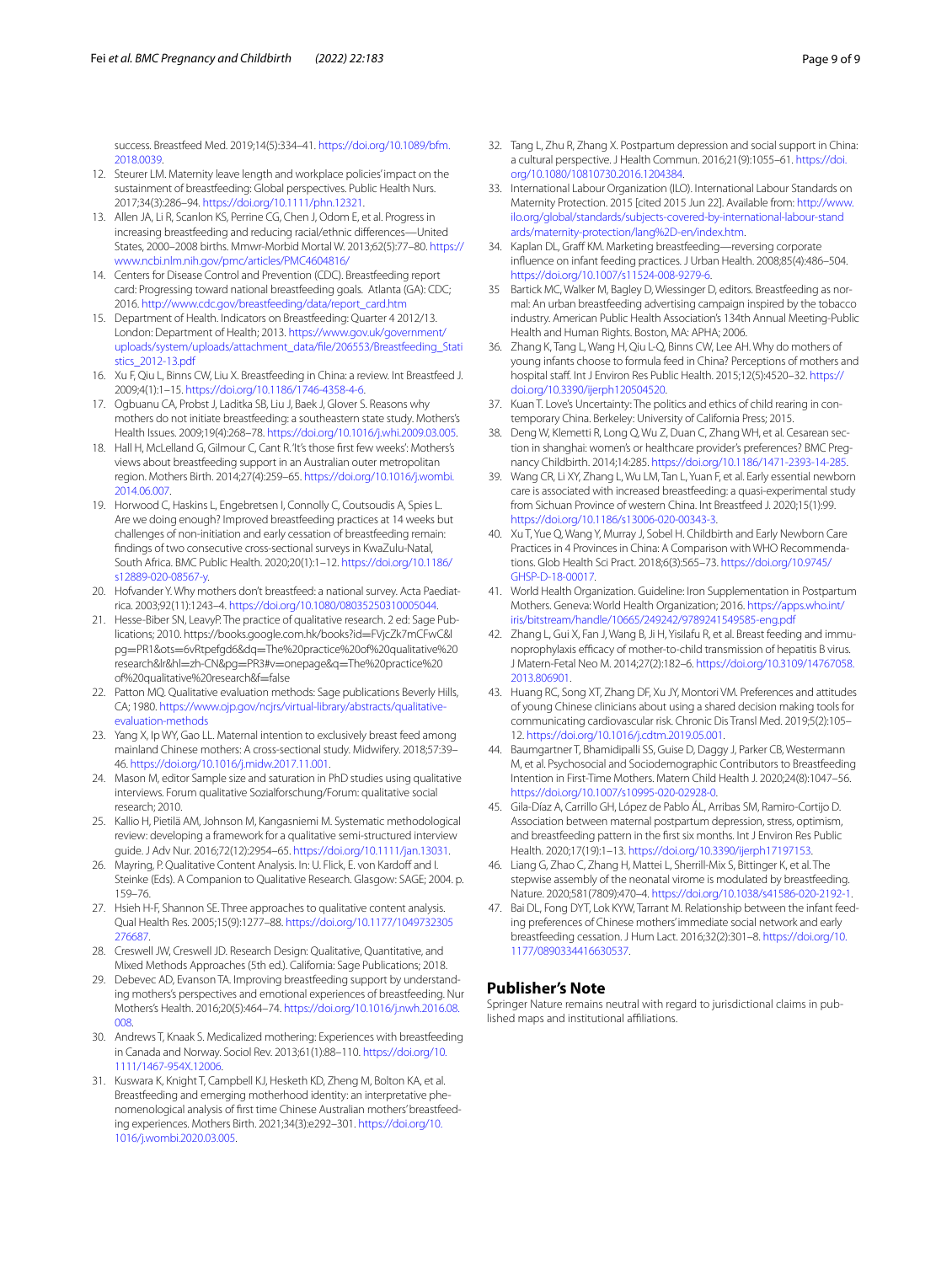success. Breastfeed Med. 2019;14(5):334–41. https://doi.org/10.1089/bfm.2018.0039.

12. Steurer LM. Maternity leave length and workplace policies' impact on the sustainment of breastfeeding: Global perspectives. Public Health Nurs. 2017;34(3):286–94. https://doi.org/10.1111/phn.12321.
13. Allen JA, Li R, Scanlon KS, Perrine CG, Chen J, Odom E, et al. Progress in increasing breastfeeding and reducing racial/ethnic differences—United States, 2000–2008 births. Mmwr-Morbid Mortal W. 2013;62(5):77–80. https://www.ncbi.nlm.nih.gov/pmc/articles/PMC4604816/
14. Centers for Disease Control and Prevention (CDC). Breastfeeding report card: Progressing toward national breastfeeding goals. Atlanta (GA): CDC; 2016. http://www.cdc.gov/breastfeeding/data/report_card.htm
15. Department of Health. Indicators on Breastfeeding: Quarter 4 2012/13. London: Department of Health; 2013. https://www.gov.uk/government/uploads/system/uploads/attachment_data/file/206553/Breastfeeding_Statistics_2012-13.pdf
16. Xu F, Qiu L, Binns CW, Liu X. Breastfeeding in China: a review. Int Breastfeed J. 2009;4(1):1–15. https://doi.org/10.1186/1746-4358-4-6.
17. Ogbuanu CA, Probst J, Laditka SB, Liu J, Baek J, Glover S. Reasons why mothers do not initiate breastfeeding: a southeastern state study. Mothers's Health Issues. 2009;19(4):268–78. https://doi.org/10.1016/j.whi.2009.03.005.
18. Hall H, McLelland G, Gilmour C, Cant R. 'It's those first few weeks': Mothers's views about breastfeeding support in an Australian outer metropolitan region. Mothers Birth. 2014;27(4):259–65. https://doi.org/10.1016/j.wombi.2014.06.007.
19. Horwood C, Haskins L, Engebretsen I, Connolly C, Coutsoudis A, Spies L. Are we doing enough? Improved breastfeeding practices at 14 weeks but challenges of non-initiation and early cessation of breastfeeding remain: findings of two consecutive cross-sectional surveys in KwaZulu-Natal, South Africa. BMC Public Health. 2020;20(1):1–12. https://doi.org/10.1186/s12889-020-08567-y.
20. Hofvander Y. Why mothers don't breastfeed: a national survey. Acta Paediatrica. 2003;92(11):1243–4. https://doi.org/10.1080/08035250310005044.
21. Hesse-Biber SN, LeavyP. The practice of qualitative research. 2 ed: Sage Publications; 2010. https://books.google.com.hk/books?id=FVjcZk7mCFwC&lpg=PR1&ots=6vRtpefgd6&dq=The%20practice%20of%20qualitative%20research&lr&hl=zh-CN&pg=PR3#v=onepage&q=The%20practice%20of%20qualitative%20research&f=false
22. Patton MQ. Qualitative evaluation methods: Sage publications Beverly Hills, CA; 1980. https://www.ojp.gov/ncjrs/virtual-library/abstracts/qualitative-evaluation-methods
23. Yang X, Ip WY, Gao LL. Maternal intention to exclusively breast feed among mainland Chinese mothers: A cross-sectional study. Midwifery. 2018;57:39–46. https://doi.org/10.1016/j.midw.2017.11.001.
24. Mason M, editor Sample size and saturation in PhD studies using qualitative interviews. Forum qualitative Sozialforschung/Forum: qualitative social research; 2010.
25. Kallio H, Pietilä AM, Johnson M, Kangasniemi M. Systematic methodological review: developing a framework for a qualitative semi-structured interview guide. J Adv Nur. 2016;72(12):2954–65. https://doi.org/10.1111/jan.13031.
26. Mayring, P. Qualitative Content Analysis. In: U. Flick, E. von Kardoff and I. Steinke (Eds). A Companion to Qualitative Research. Glasgow: SAGE; 2004. p. 159–76.
27. Hsieh H-F, Shannon SE. Three approaches to qualitative content analysis. Qual Health Res. 2005;15(9):1277–88. https://doi.org/10.1177/1049732305276687.
28. Creswell JW, Creswell JD. Research Design: Qualitative, Quantitative, and Mixed Methods Approaches (5th ed.). California: Sage Publications; 2018.
29. Debevec AD, Evanson TA. Improving breastfeeding support by understanding mothers's perspectives and emotional experiences of breastfeeding. Nur Mothers's Health. 2016;20(5):464–74. https://doi.org/10.1016/j.nwh.2016.08.008.
30. Andrews T, Knaak S. Medicalized mothering: Experiences with breastfeeding in Canada and Norway. Sociol Rev. 2013;61(1):88–110. https://doi.org/10.1111/1467-954X.12006.
31. Kuswara K, Knight T, Campbell KJ, Hesketh KD, Zheng M, Bolton KA, et al. Breastfeeding and emerging motherhood identity: an interpretative phenomenological analysis of first time Chinese Australian mothers' breastfeeding experiences. Mothers Birth. 2021;34(3):e292–301. https://doi.org/10.1016/j.wombi.2020.03.005.
32. Tang L, Zhu R, Zhang X. Postpartum depression and social support in China: a cultural perspective. J Health Commun. 2016;21(9):1055–61. https://doi.org/10.1080/10810730.2016.1204384.
33. International Labour Organization (ILO). International Labour Standards on Maternity Protection. 2015 [cited 2015 Jun 22]. Available from: http://www.ilo.org/global/standards/subjects-covered-by-international-labour-standards/maternity-protection/lang%2D-en/index.htm.
34. Kaplan DL, Graff KM. Marketing breastfeeding—reversing corporate influence on infant feeding practices. J Urban Health. 2008;85(4):486–504. https://doi.org/10.1007/s11524-008-9279-6.
35 Bartick MC, Walker M, Bagley D, Wiessinger D, editors. Breastfeeding as normal: An urban breastfeeding advertising campaign inspired by the tobacco industry. American Public Health Association's 134th Annual Meeting-Public Health and Human Rights. Boston, MA: APHA; 2006.
36. Zhang K, Tang L, Wang H, Qiu L-Q, Binns CW, Lee AH. Why do mothers of young infants choose to formula feed in China? Perceptions of mothers and hospital staff. Int J Environ Res Public Health. 2015;12(5):4520–32. https://doi.org/10.3390/ijerph120504520.
37. Kuan T. Love's Uncertainty: The politics and ethics of child rearing in contemporary China. Berkeley: University of California Press; 2015.
38. Deng W, Klemetti R, Long Q, Wu Z, Duan C, Zhang WH, et al. Cesarean section in shanghai: women's or healthcare provider's preferences? BMC Pregnancy Childbirth. 2014;14:285. https://doi.org/10.1186/1471-2393-14-285.
39. Wang CR, Li XY, Zhang L, Wu LM, Tan L, Yuan F, et al. Early essential newborn care is associated with increased breastfeeding: a quasi-experimental study from Sichuan Province of western China. Int Breastfeed J. 2020;15(1):99. https://doi.org/10.1186/s13006-020-00343-3.
40. Xu T, Yue Q, Wang Y, Murray J, Sobel H. Childbirth and Early Newborn Care Practices in 4 Provinces in China: A Comparison with WHO Recommendations. Glob Health Sci Pract. 2018;6(3):565–73. https://doi.org/10.9745/GHSP-D-18-00017.
41. World Health Organization. Guideline: Iron Supplementation in Postpartum Mothers. Geneva: World Health Organization; 2016. https://apps.who.int/iris/bitstream/handle/10665/249242/9789241549585-eng.pdf
42. Zhang L, Gui X, Fan J, Wang B, Ji H, Yisilafu R, et al. Breast feeding and immunoprophylaxis efficacy of mother-to-child transmission of hepatitis B virus. J Matern-Fetal Neo M. 2014;27(2):182–6. https://doi.org/10.3109/14767058.2013.806901.
43. Huang RC, Song XT, Zhang DF, Xu JY, Montori VM. Preferences and attitudes of young Chinese clinicians about using a shared decision making tools for communicating cardiovascular risk. Chronic Dis Transl Med. 2019;5(2):105–12. https://doi.org/10.1016/j.cdtm.2019.05.001.
44. Baumgartner T, Bhamidipalli SS, Guise D, Daggy J, Parker CB, Westermann M, et al. Psychosocial and Sociodemographic Contributors to Breastfeeding Intention in First-Time Mothers. Matern Child Health J. 2020;24(8):1047–56. https://doi.org/10.1007/s10995-020-02928-0.
45. Gila-Díaz A, Carrillo GH, López de Pablo ÁL, Arribas SM, Ramiro-Cortijo D. Association between maternal postpartum depression, stress, optimism, and breastfeeding pattern in the first six months. Int J Environ Res Public Health. 2020;17(19):1–13. https://doi.org/10.3390/ijerph17197153.
46. Liang G, Zhao C, Zhang H, Mattei L, Sherrill-Mix S, Bittinger K, et al. The stepwise assembly of the neonatal virome is modulated by breastfeeding. Nature. 2020;581(7809):470–4. https://doi.org/10.1038/s41586-020-2192-1.
47. Bai DL, Fong DYT, Lok KYW, Tarrant M. Relationship between the infant feeding preferences of Chinese mothers' immediate social network and early breastfeeding cessation. J Hum Lact. 2016;32(2):301–8. https://doi.org/10.1177/0890334416630537.

## Publisher's Note

Springer Nature remains neutral with regard to jurisdictional claims in published maps and institutional affiliations.